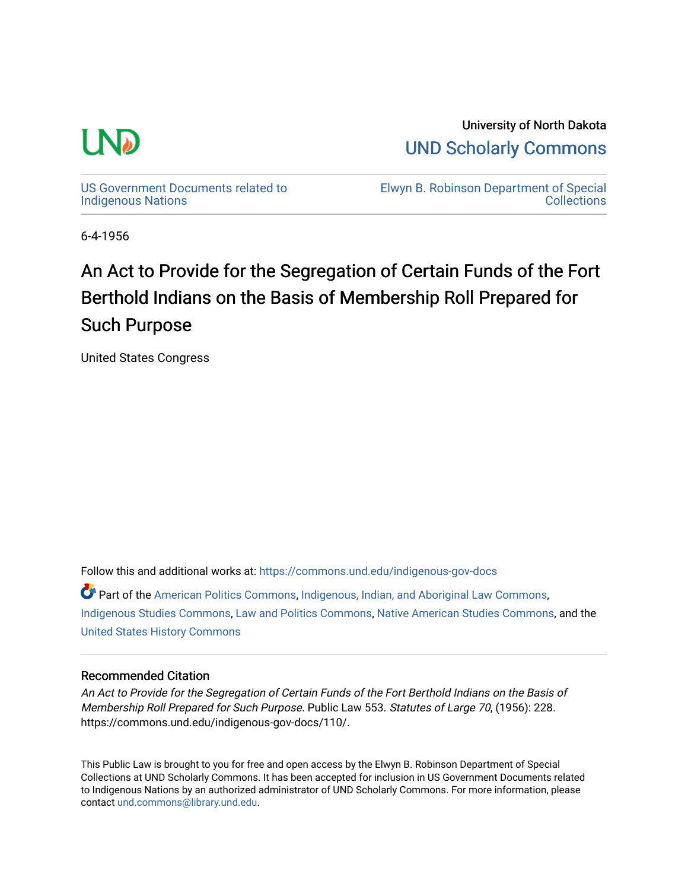University of North Dakota

UND Scholarly Commons

US Government Documents related to Indigenous Nations

Elwyn B. Robinson Department of Special Collections

6-4-1956

# An Act to Provide for the Segregation of Certain Funds of the Fort Berthold Indians on the Basis of Membership Roll Prepared for Such Purpose

United States Congress

Follow this and additional works at: https://commons.und.edu/indigenous-gov-docs

Part of the American Politics Commons, Indigenous, Indian, and Aboriginal Law Commons, Indigenous Studies Commons, Law and Politics Commons, Native American Studies Commons, and the United States History Commons

### Recommended Citation

*An Act to Provide for the Segregation of Certain Funds of the Fort Berthold Indians on the Basis of Membership Roll Prepared for Such Purpose*. Public Law 553. *Statutes of Large 70*, (1956): 228. https://commons.und.edu/indigenous-gov-docs/110/.

This Public Law is brought to you for free and open access by the Elwyn B. Robinson Department of Special Collections at UND Scholarly Commons. It has been accepted for inclusion in US Government Documents related to Indigenous Nations by an authorized administrator of UND Scholarly Commons. For more information, please contact und.commons@library.und.edu.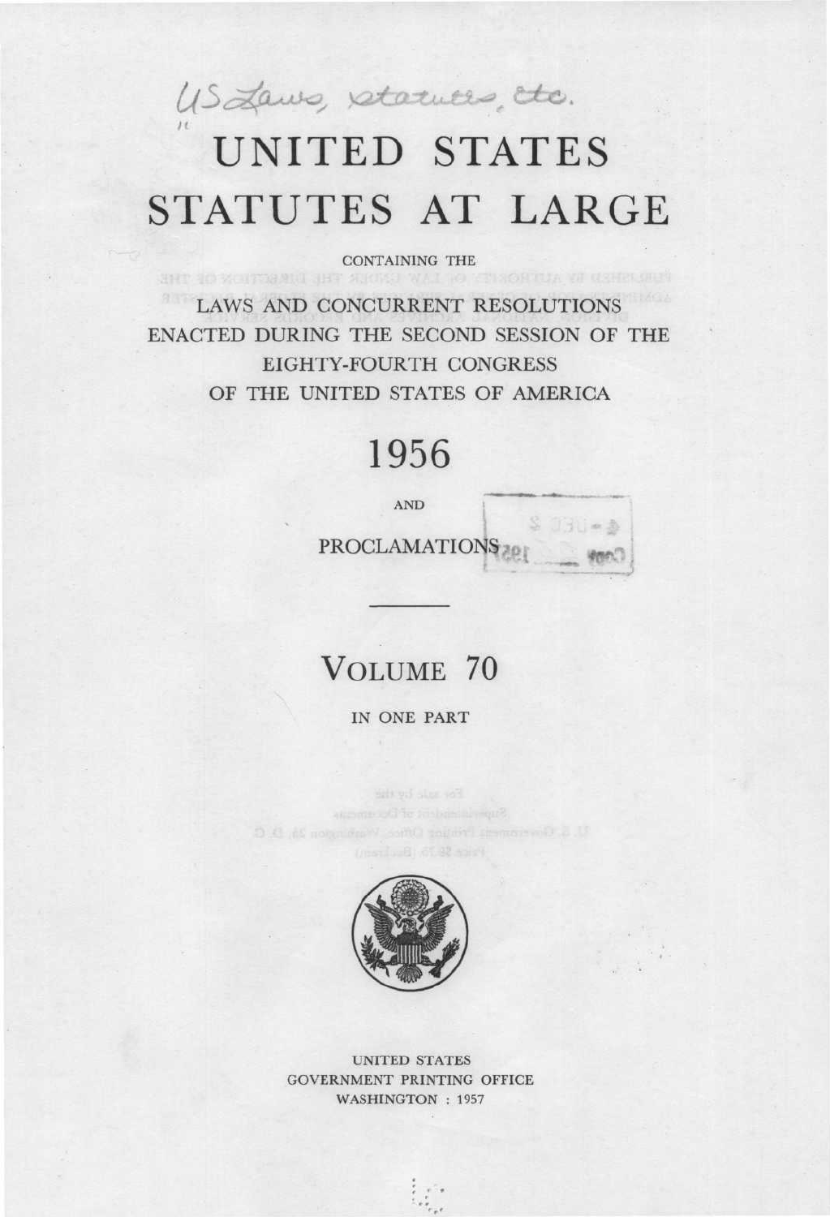US Laws, statutes, etc.

# UNITED STATES STATUTES AT LARGE

CONTAINING THE

LAWS AND CONCURRENT RESOLUTIONS ENACTED DURING THE SECOND SESSION OF THE EIGHTY-FOURTH CONGRESS OF THE UNITED STATES OF AMERICA

## 1956

AND

PROCLAMATIONS

## VOLUME 70

IN ONE PART

UNITED STATES
GOVERNMENT PRINTING OFFICE
WASHINGTON : 1957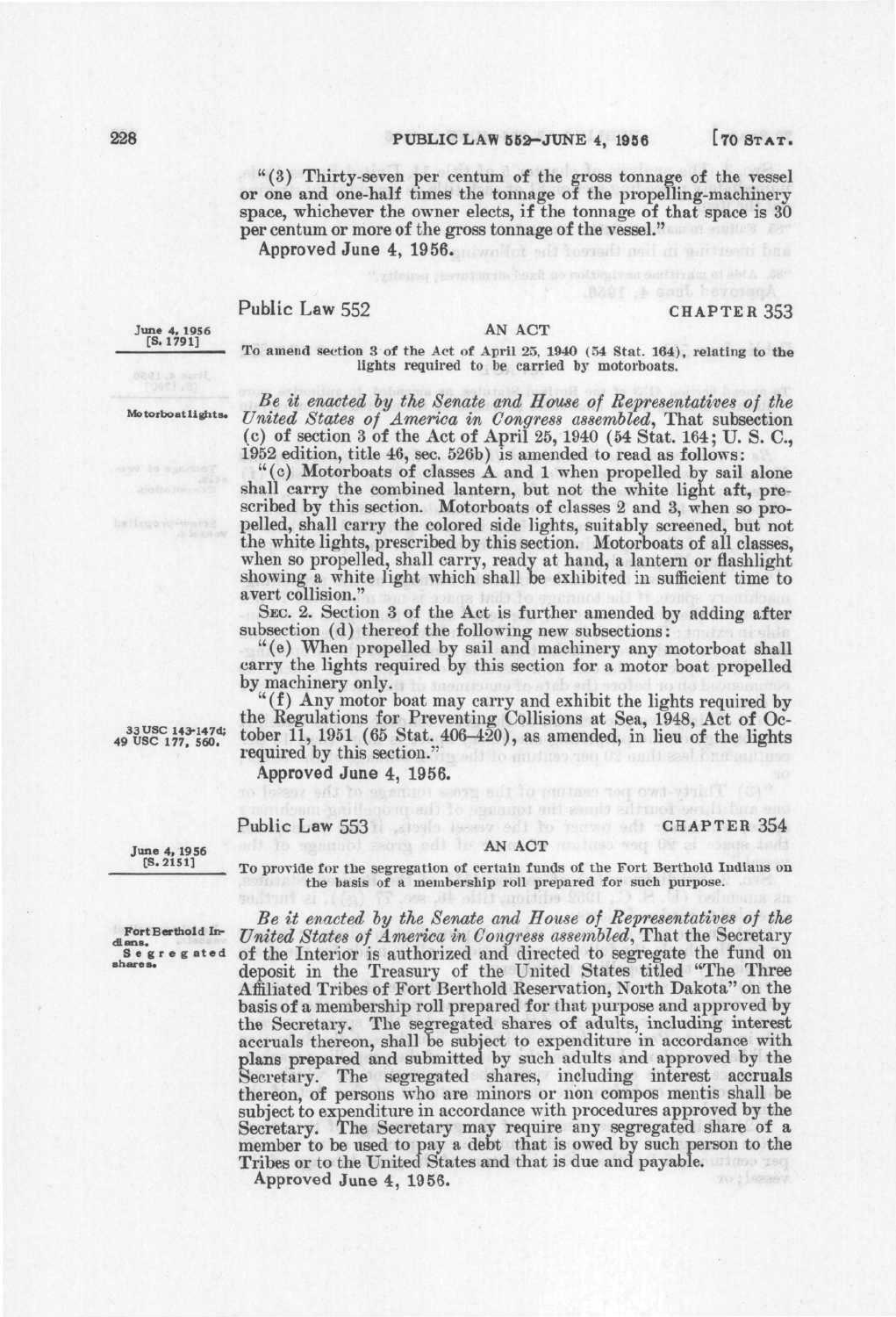"(3) Thirty-seven per centum of the gross tonnage of the vessel or one and one-half times the tonnage of the propelling-machinery space, whichever the owner elects, if the tonnage of that space is 30 per centum or more of the gross tonnage of the vessel."

Approved June 4, 1956.

## Public Law 552

CHAPTER 353

June 4, 1956
[S. 1791]

AN ACT

To amend section 3 of the Act of April 25, 1940 (54 Stat. 164), relating to the lights required to be carried by motorboats.

Motorboat lights.

*Be it enacted by the Senate and House of Representatives of the United States of America in Congress assembled*, That subsection (c) of section 3 of the Act of April 25, 1940 (54 Stat. 164; U. S. C., 1952 edition, title 46, sec. 526b) is amended to read as follows:

"(c) Motorboats of classes A and 1 when propelled by sail alone shall carry the combined lantern, but not the white light aft, prescribed by this section. Motorboats of classes 2 and 3, when so propelled, shall carry the colored side lights, suitably screened, but not the white lights, prescribed by this section. Motorboats of all classes, when so propelled, shall carry, ready at hand, a lantern or flashlight showing a white light which shall be exhibited in sufficient time to avert collision."

SEC. 2. Section 3 of the Act is further amended by adding after subsection (d) thereof the following new subsections:

"(e) When propelled by sail and machinery any motorboat shall carry the lights required by this section for a motor boat propelled by machinery only.

"(f) Any motor boat may carry and exhibit the lights required by the Regulations for Preventing Collisions at Sea, 1948, Act of October 11, 1951 (65 Stat. 406–420), as amended, in lieu of the lights required by this section."

33 USC 143-147d; 49 USC 177, 560.

Approved June 4, 1956.

## Public Law 553

CHAPTER 354

June 4, 1956
[S. 2151]

AN ACT

To provide for the segregation of certain funds of the Fort Berthold Indians on the basis of a membership roll prepared for such purpose.

Fort Berthold Indians.
Segregated shares.

*Be it enacted by the Senate and House of Representatives of the United States of America in Congress assembled*, That the Secretary of the Interior is authorized and directed to segregate the fund on deposit in the Treasury of the United States titled "The Three Affiliated Tribes of Fort Berthold Reservation, North Dakota" on the basis of a membership roll prepared for that purpose and approved by the Secretary. The segregated shares of adults, including interest accruals thereon, shall be subject to expenditure in accordance with plans prepared and submitted by such adults and approved by the Secretary. The segregated shares, including interest accruals thereon, of persons who are minors or non compos mentis shall be subject to expenditure in accordance with procedures approved by the Secretary. The Secretary may require any segregated share of a member to be used to pay a debt that is owed by such person to the Tribes or to the United States and that is due and payable.

Approved June 4, 1956.